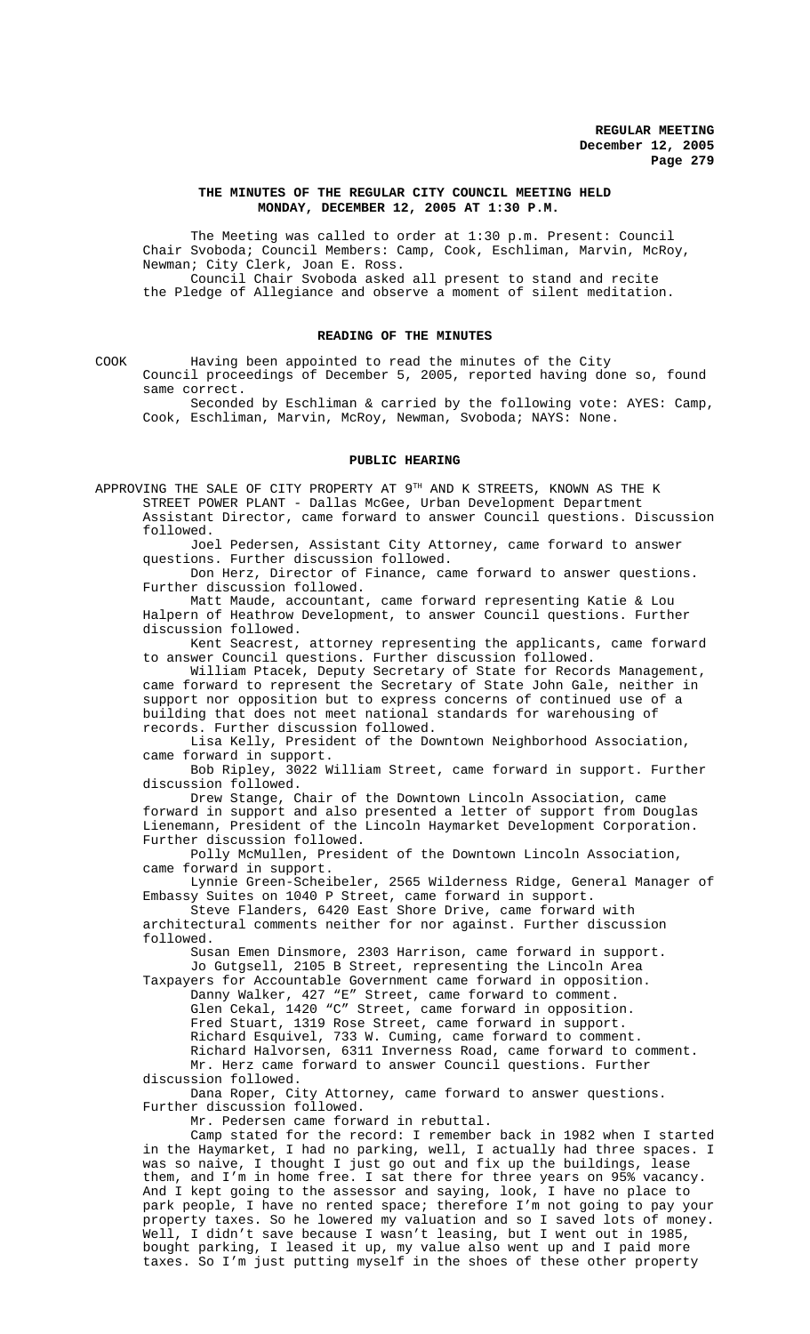**THE MINUTES OF THE REGULAR CITY COUNCIL MEETING HELD MONDAY, DECEMBER 12, 2005 AT 1:30 P.M.**

The Meeting was called to order at 1:30 p.m. Present: Council Chair Svoboda; Council Members: Camp, Cook, Eschliman, Marvin, McRoy, Newman; City Clerk, Joan E. Ross.

Council Chair Svoboda asked all present to stand and recite the Pledge of Allegiance and observe a moment of silent meditation.

**READING OF THE MINUTES**

COOK Having been appointed to read the minutes of the City Council proceedings of December 5, 2005, reported having done so, found same correct.

Seconded by Eschliman & carried by the following vote: AYES: Camp, Cook, Eschliman, Marvin, McRoy, Newman, Svoboda; NAYS: None.

**PUBLIC HEARING**

APPROVING THE SALE OF CITY PROPERTY AT 9TH AND K STREETS, KNOWN AS THE K STREET POWER PLANT - Dallas McGee, Urban Development Department Assistant Director, came forward to answer Council questions. Discussion followed.

Joel Pedersen, Assistant City Attorney, came forward to answer questions. Further discussion followed.

Don Herz, Director of Finance, came forward to answer questions. Further discussion followed.

Matt Maude, accountant, came forward representing Katie & Lou Halpern of Heathrow Development, to answer Council questions. Further discussion followed.

Kent Seacrest, attorney representing the applicants, came forward to answer Council questions. Further discussion followed.

William Ptacek, Deputy Secretary of State for Records Management, came forward to represent the Secretary of State John Gale, neither in support nor opposition but to express concerns of continued use of a building that does not meet national standards for warehousing of records. Further discussion followed.

Lisa Kelly, President of the Downtown Neighborhood Association, came forward in support.

Bob Ripley, 3022 William Street, came forward in support. Further discussion followed.

Drew Stange, Chair of the Downtown Lincoln Association, came forward in support and also presented a letter of support from Douglas Lienemann, President of the Lincoln Haymarket Development Corporation. Further discussion followed.

Polly McMullen, President of the Downtown Lincoln Association, came forward in support.

Lynnie Green-Scheibeler, 2565 Wilderness Ridge, General Manager of Embassy Suites on 1040 P Street, came forward in support.

Steve Flanders, 6420 East Shore Drive, came forward with architectural comments neither for nor against. Further discussion followed.

Susan Emen Dinsmore, 2303 Harrison, came forward in support.

Jo Gutgsell, 2105 B Street, representing the Lincoln Area Taxpayers for Accountable Government came forward in opposition.

Danny Walker, 427 "E" Street, came forward to comment.

Glen Cekal, 1420 "C" Street, came forward in opposition.

Fred Stuart, 1319 Rose Street, came forward in support.

Richard Esquivel, 733 W. Cuming, came forward to comment.

Richard Halvorsen, 6311 Inverness Road, came forward to comment.

Mr. Herz came forward to answer Council questions. Further discussion followed.

Dana Roper, City Attorney, came forward to answer questions. Further discussion followed.

Mr. Pedersen came forward in rebuttal.

Camp stated for the record: I remember back in 1982 when I started in the Haymarket, I had no parking, well, I actually had three spaces. I was so naive, I thought I just go out and fix up the buildings, lease them, and I'm in home free. I sat there for three years on 95% vacancy. And I kept going to the assessor and saying, look, I have no place to park people, I have no rented space; therefore I'm not going to pay your property taxes. So he lowered my valuation and so I saved lots of money. Well, I didn't save because I wasn't leasing, but I went out in 1985, bought parking, I leased it up, my value also went up and I paid more taxes. So I'm just putting myself in the shoes of these other property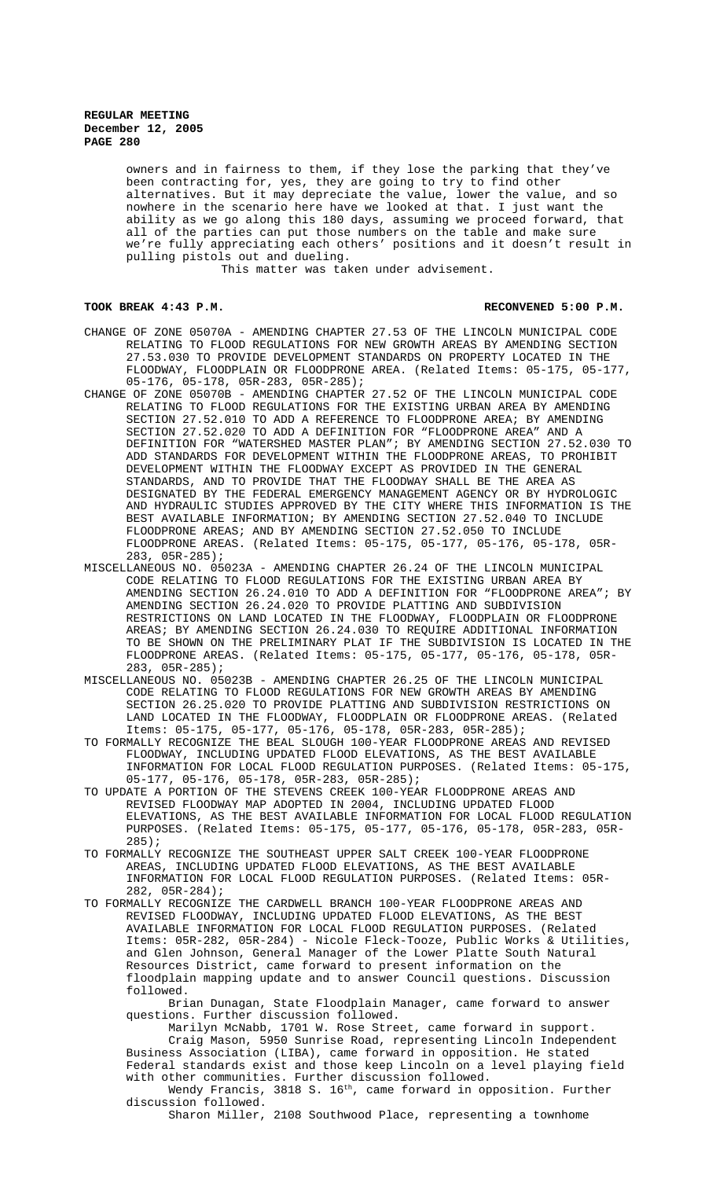owners and in fairness to them, if they lose the parking that they've been contracting for, yes, they are going to try to find other alternatives. But it may depreciate the value, lower the value, and so nowhere in the scenario here have we looked at that. I just want the ability as we go along this 180 days, assuming we proceed forward, that all of the parties can put those numbers on the table and make sure we're fully appreciating each others' positions and it doesn't result in pulling pistols out and dueling.

This matter was taken under advisement.

**TOOK BREAK 4:43 P.M. RECONVENED 5:00 P.M.**

CHANGE OF ZONE 05070A - AMENDING CHAPTER 27.53 OF THE LINCOLN MUNICIPAL CODE RELATING TO FLOOD REGULATIONS FOR NEW GROWTH AREAS BY AMENDING SECTION 27.53.030 TO PROVIDE DEVELOPMENT STANDARDS ON PROPERTY LOCATED IN THE FLOODWAY, FLOODPLAIN OR FLOODPRONE AREA. (Related Items: 05-175, 05-177, 05-176, 05-178, 05R-283, 05R-285);

CHANGE OF ZONE 05070B - AMENDING CHAPTER 27.52 OF THE LINCOLN MUNICIPAL CODE RELATING TO FLOOD REGULATIONS FOR THE EXISTING URBAN AREA BY AMENDING SECTION 27.52.010 TO ADD A REFERENCE TO FLOODPRONE AREA; BY AMENDING SECTION 27.52.020 TO ADD A DEFINITION FOR "FLOODPRONE AREA" AND A DEFINITION FOR "WATERSHED MASTER PLAN"; BY AMENDING SECTION 27.52.030 TO ADD STANDARDS FOR DEVELOPMENT WITHIN THE FLOODPRONE AREAS, TO PROHIBIT DEVELOPMENT WITHIN THE FLOODWAY EXCEPT AS PROVIDED IN THE GENERAL STANDARDS, AND TO PROVIDE THAT THE FLOODWAY SHALL BE THE AREA AS DESIGNATED BY THE FEDERAL EMERGENCY MANAGEMENT AGENCY OR BY HYDROLOGIC AND HYDRAULIC STUDIES APPROVED BY THE CITY WHERE THIS INFORMATION IS THE BEST AVAILABLE INFORMATION; BY AMENDING SECTION 27.52.040 TO INCLUDE FLOODPRONE AREAS; AND BY AMENDING SECTION 27.52.050 TO INCLUDE FLOODPRONE AREAS. (Related Items: 05-175, 05-177, 05-176, 05-178, 05R-283, 05R-285);

MISCELLANEOUS NO. 05023A - AMENDING CHAPTER 26.24 OF THE LINCOLN MUNICIPAL CODE RELATING TO FLOOD REGULATIONS FOR THE EXISTING URBAN AREA BY AMENDING SECTION 26.24.010 TO ADD A DEFINITION FOR "FLOODPRONE AREA"; BY AMENDING SECTION 26.24.020 TO PROVIDE PLATTING AND SUBDIVISION RESTRICTIONS ON LAND LOCATED IN THE FLOODWAY, FLOODPLAIN OR FLOODPRONE AREAS; BY AMENDING SECTION 26.24.030 TO REQUIRE ADDITIONAL INFORMATION TO BE SHOWN ON THE PRELIMINARY PLAT IF THE SUBDIVISION IS LOCATED IN THE FLOODPRONE AREAS. (Related Items: 05-175, 05-177, 05-176, 05-178, 05R-283, 05R-285);

MISCELLANEOUS NO. 05023B - AMENDING CHAPTER 26.25 OF THE LINCOLN MUNICIPAL CODE RELATING TO FLOOD REGULATIONS FOR NEW GROWTH AREAS BY AMENDING SECTION 26.25.020 TO PROVIDE PLATTING AND SUBDIVISION RESTRICTIONS ON LAND LOCATED IN THE FLOODWAY, FLOODPLAIN OR FLOODPRONE AREAS. (Related Items: 05-175, 05-177, 05-176, 05-178, 05R-283, 05R-285);

TO FORMALLY RECOGNIZE THE BEAL SLOUGH 100-YEAR FLOODPRONE AREAS AND REVISED FLOODWAY, INCLUDING UPDATED FLOOD ELEVATIONS, AS THE BEST AVAILABLE INFORMATION FOR LOCAL FLOOD REGULATION PURPOSES. (Related Items: 05-175, 05-177, 05-176, 05-178, 05R-283, 05R-285);

TO UPDATE A PORTION OF THE STEVENS CREEK 100-YEAR FLOODPRONE AREAS AND REVISED FLOODWAY MAP ADOPTED IN 2004, INCLUDING UPDATED FLOOD ELEVATIONS, AS THE BEST AVAILABLE INFORMATION FOR LOCAL FLOOD REGULATION PURPOSES. (Related Items: 05-175, 05-177, 05-176, 05-178, 05R-283, 05R-285);

TO FORMALLY RECOGNIZE THE SOUTHEAST UPPER SALT CREEK 100-YEAR FLOODPRONE AREAS, INCLUDING UPDATED FLOOD ELEVATIONS, AS THE BEST AVAILABLE INFORMATION FOR LOCAL FLOOD REGULATION PURPOSES. (Related Items: 05R-282, 05R-284);

TO FORMALLY RECOGNIZE THE CARDWELL BRANCH 100-YEAR FLOODPRONE AREAS AND REVISED FLOODWAY, INCLUDING UPDATED FLOOD ELEVATIONS, AS THE BEST AVAILABLE INFORMATION FOR LOCAL FLOOD REGULATION PURPOSES. (Related Items: 05R-282, 05R-284) - Nicole Fleck-Tooze, Public Works & Utilities, and Glen Johnson, General Manager of the Lower Platte South Natural Resources District, came forward to present information on the floodplain mapping update and to answer Council questions. Discussion followed.

Brian Dunagan, State Floodplain Manager, came forward to answer questions. Further discussion followed.

Marilyn McNabb, 1701 W. Rose Street, came forward in support.

Craig Mason, 5950 Sunrise Road, representing Lincoln Independent Business Association (LIBA), came forward in opposition. He stated Federal standards exist and those keep Lincoln on a level playing field with other communities. Further discussion followed.

Wendy Francis, 3818 S. 16th, came forward in opposition. Further discussion followed.

Sharon Miller, 2108 Southwood Place, representing a townhome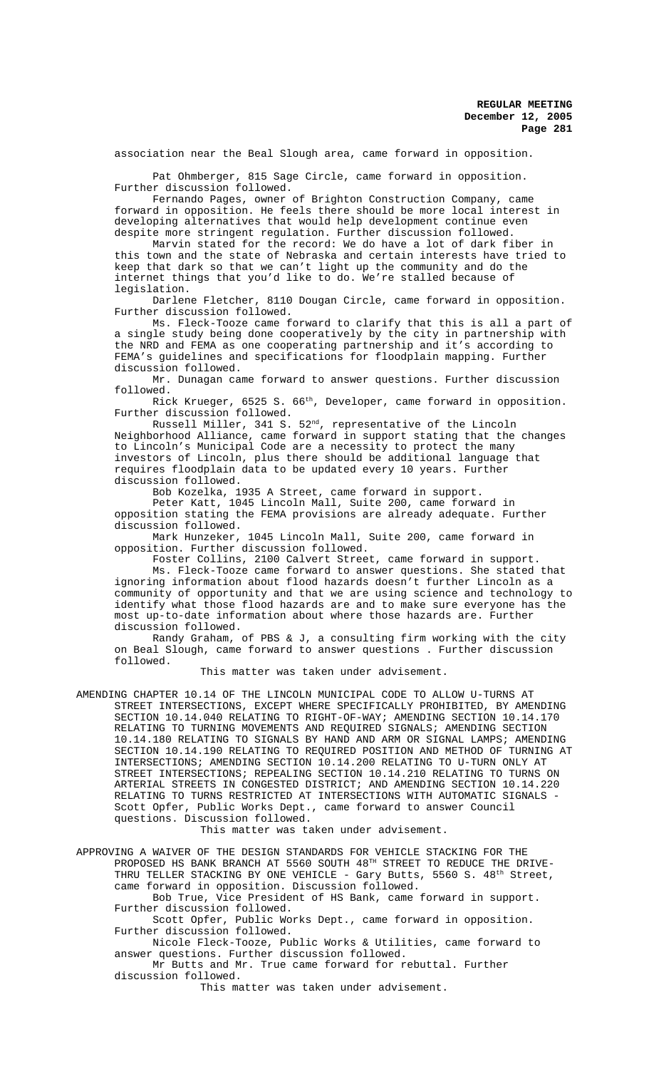association near the Beal Slough area, came forward in opposition.

Pat Ohmberger, 815 Sage Circle, came forward in opposition. Further discussion followed.

Fernando Pages, owner of Brighton Construction Company, came forward in opposition. He feels there should be more local interest in developing alternatives that would help development continue even despite more stringent regulation. Further discussion followed.

Marvin stated for the record: We do have a lot of dark fiber in this town and the state of Nebraska and certain interests have tried to keep that dark so that we can't light up the community and do the internet things that you'd like to do. We're stalled because of legislation.

Darlene Fletcher, 8110 Dougan Circle, came forward in opposition. Further discussion followed.

Ms. Fleck-Tooze came forward to clarify that this is all a part of a single study being done cooperatively by the city in partnership with the NRD and FEMA as one cooperating partnership and it's according to FEMA's guidelines and specifications for floodplain mapping. Further discussion followed.

Mr. Dunagan came forward to answer questions. Further discussion followed.

Rick Krueger, 6525 S. 66th, Developer, came forward in opposition. Further discussion followed.

Russell Miller, 341 S. 52nd, representative of the Lincoln Neighborhood Alliance, came forward in support stating that the changes to Lincoln's Municipal Code are a necessity to protect the many investors of Lincoln, plus there should be additional language that requires floodplain data to be updated every 10 years. Further discussion followed.

Bob Kozelka, 1935 A Street, came forward in support.

Peter Katt, 1045 Lincoln Mall, Suite 200, came forward in opposition stating the FEMA provisions are already adequate. Further discussion followed.

Mark Hunzeker, 1045 Lincoln Mall, Suite 200, came forward in opposition. Further discussion followed.

Foster Collins, 2100 Calvert Street, came forward in support.

Ms. Fleck-Tooze came forward to answer questions. She stated that ignoring information about flood hazards doesn't further Lincoln as a community of opportunity and that we are using science and technology to identify what those flood hazards are and to make sure everyone has the most up-to-date information about where those hazards are. Further discussion followed.

Randy Graham, of PBS & J, a consulting firm working with the city on Beal Slough, came forward to answer questions . Further discussion followed.

This matter was taken under advisement.

AMENDING CHAPTER 10.14 OF THE LINCOLN MUNICIPAL CODE TO ALLOW U-TURNS AT STREET INTERSECTIONS, EXCEPT WHERE SPECIFICALLY PROHIBITED, BY AMENDING SECTION 10.14.040 RELATING TO RIGHT-OF-WAY; AMENDING SECTION 10.14.170 RELATING TO TURNING MOVEMENTS AND REQUIRED SIGNALS; AMENDING SECTION 10.14.180 RELATING TO SIGNALS BY HAND AND ARM OR SIGNAL LAMPS; AMENDING SECTION 10.14.190 RELATING TO REQUIRED POSITION AND METHOD OF TURNING AT INTERSECTIONS; AMENDING SECTION 10.14.200 RELATING TO U-TURN ONLY AT STREET INTERSECTIONS; REPEALING SECTION 10.14.210 RELATING TO TURNS ON ARTERIAL STREETS IN CONGESTED DISTRICT; AND AMENDING SECTION 10.14.220 RELATING TO TURNS RESTRICTED AT INTERSECTIONS WITH AUTOMATIC SIGNALS - Scott Opfer, Public Works Dept., came forward to answer Council questions. Discussion followed.

This matter was taken under advisement.

APPROVING A WAIVER OF THE DESIGN STANDARDS FOR VEHICLE STACKING FOR THE PROPOSED HS BANK BRANCH AT 5560 SOUTH 48TH STREET TO REDUCE THE DRIVE-THRU TELLER STACKING BY ONE VEHICLE - Gary Butts, 5560 S. 48th Street, came forward in opposition. Discussion followed.

Bob True, Vice President of HS Bank, came forward in support. Further discussion followed.

Scott Opfer, Public Works Dept., came forward in opposition. Further discussion followed.

Nicole Fleck-Tooze, Public Works & Utilities, came forward to answer questions. Further discussion followed.

Mr Butts and Mr. True came forward for rebuttal. Further discussion followed.

This matter was taken under advisement.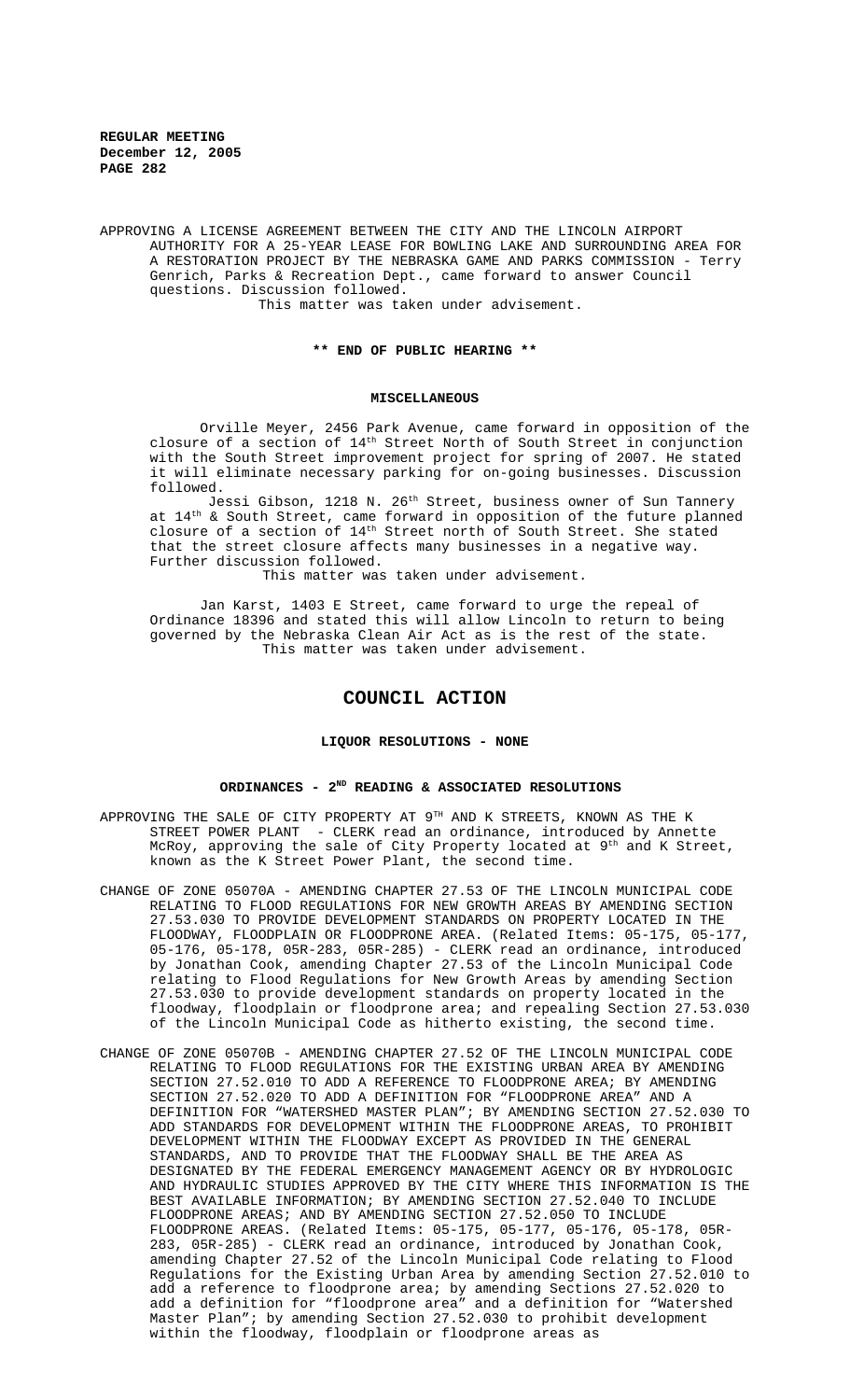APPROVING A LICENSE AGREEMENT BETWEEN THE CITY AND THE LINCOLN AIRPORT AUTHORITY FOR A 25-YEAR LEASE FOR BOWLING LAKE AND SURROUNDING AREA FOR A RESTORATION PROJECT BY THE NEBRASKA GAME AND PARKS COMMISSION - Terry Genrich, Parks & Recreation Dept., came forward to answer Council questions. Discussion followed.

This matter was taken under advisement.

**\*\* END OF PUBLIC HEARING \*\***

**MISCELLANEOUS**

Orville Meyer, 2456 Park Avenue, came forward in opposition of the closure of a section of 14th Street North of South Street in conjunction with the South Street improvement project for spring of 2007. He stated it will eliminate necessary parking for on-going businesses. Discussion followed.

Jessi Gibson, 1218 N. 26th Street, business owner of Sun Tannery at 14th & South Street, came forward in opposition of the future planned closure of a section of 14th Street north of South Street. She stated that the street closure affects many businesses in a negative way. Further discussion followed.

This matter was taken under advisement.

Jan Karst, 1403 E Street, came forward to urge the repeal of Ordinance 18396 and stated this will allow Lincoln to return to being governed by the Nebraska Clean Air Act as is the rest of the state.

This matter was taken under advisement.

# COUNCIL ACTION

**LIQUOR RESOLUTIONS - NONE**

**ORDINANCES - 2ND READING & ASSOCIATED RESOLUTIONS**

APPROVING THE SALE OF CITY PROPERTY AT 9TH AND K STREETS, KNOWN AS THE K STREET POWER PLANT - CLERK read an ordinance, introduced by Annette McRoy, approving the sale of City Property located at 9th and K Street, known as the K Street Power Plant, the second time.

CHANGE OF ZONE 05070A - AMENDING CHAPTER 27.53 OF THE LINCOLN MUNICIPAL CODE RELATING TO FLOOD REGULATIONS FOR NEW GROWTH AREAS BY AMENDING SECTION 27.53.030 TO PROVIDE DEVELOPMENT STANDARDS ON PROPERTY LOCATED IN THE FLOODWAY, FLOODPLAIN OR FLOODPRONE AREA. (Related Items: 05-175, 05-177, 05-176, 05-178, 05R-283, 05R-285) - CLERK read an ordinance, introduced by Jonathan Cook, amending Chapter 27.53 of the Lincoln Municipal Code relating to Flood Regulations for New Growth Areas by amending Section 27.53.030 to provide development standards on property located in the floodway, floodplain or floodprone area; and repealing Section 27.53.030 of the Lincoln Municipal Code as hitherto existing, the second time.

CHANGE OF ZONE 05070B - AMENDING CHAPTER 27.52 OF THE LINCOLN MUNICIPAL CODE RELATING TO FLOOD REGULATIONS FOR THE EXISTING URBAN AREA BY AMENDING SECTION 27.52.010 TO ADD A REFERENCE TO FLOODPRONE AREA; BY AMENDING SECTION 27.52.020 TO ADD A DEFINITION FOR "FLOODPRONE AREA" AND A DEFINITION FOR "WATERSHED MASTER PLAN"; BY AMENDING SECTION 27.52.030 TO ADD STANDARDS FOR DEVELOPMENT WITHIN THE FLOODPRONE AREAS, TO PROHIBIT DEVELOPMENT WITHIN THE FLOODWAY EXCEPT AS PROVIDED IN THE GENERAL STANDARDS, AND TO PROVIDE THAT THE FLOODWAY SHALL BE THE AREA AS DESIGNATED BY THE FEDERAL EMERGENCY MANAGEMENT AGENCY OR BY HYDROLOGIC AND HYDRAULIC STUDIES APPROVED BY THE CITY WHERE THIS INFORMATION IS THE BEST AVAILABLE INFORMATION; BY AMENDING SECTION 27.52.040 TO INCLUDE FLOODPRONE AREAS; AND BY AMENDING SECTION 27.52.050 TO INCLUDE FLOODPRONE AREAS. (Related Items: 05-175, 05-177, 05-176, 05-178, 05R-283, 05R-285) - CLERK read an ordinance, introduced by Jonathan Cook, amending Chapter 27.52 of the Lincoln Municipal Code relating to Flood Regulations for the Existing Urban Area by amending Section 27.52.010 to add a reference to floodprone area; by amending Sections 27.52.020 to add a definition for "floodprone area" and a definition for "Watershed Master Plan"; by amending Section 27.52.030 to prohibit development within the floodway, floodplain or floodprone areas as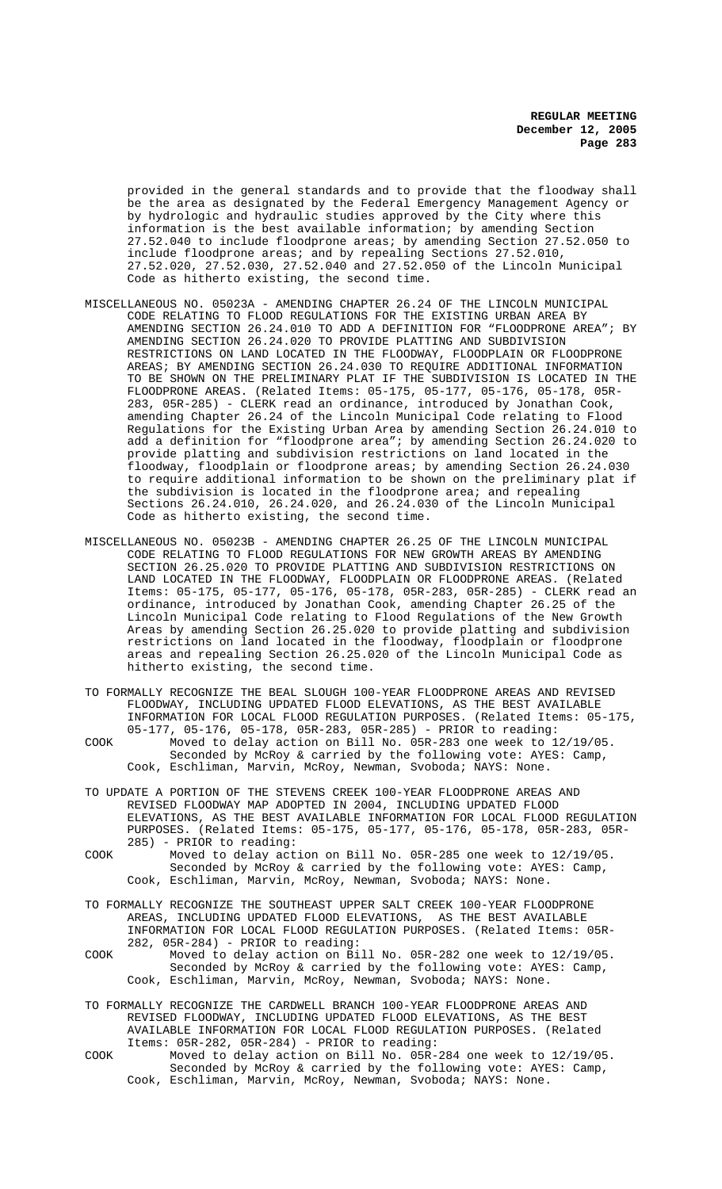provided in the general standards and to provide that the floodway shall be the area as designated by the Federal Emergency Management Agency or by hydrologic and hydraulic studies approved by the City where this information is the best available information; by amending Section 27.52.040 to include floodprone areas; by amending Section 27.52.050 to include floodprone areas; and by repealing Sections 27.52.010, 27.52.020, 27.52.030, 27.52.040 and 27.52.050 of the Lincoln Municipal Code as hitherto existing, the second time.

MISCELLANEOUS NO. 05023A - AMENDING CHAPTER 26.24 OF THE LINCOLN MUNICIPAL CODE RELATING TO FLOOD REGULATIONS FOR THE EXISTING URBAN AREA BY AMENDING SECTION 26.24.010 TO ADD A DEFINITION FOR "FLOODPRONE AREA"; BY AMENDING SECTION 26.24.020 TO PROVIDE PLATTING AND SUBDIVISION RESTRICTIONS ON LAND LOCATED IN THE FLOODWAY, FLOODPLAIN OR FLOODPRONE AREAS; BY AMENDING SECTION 26.24.030 TO REQUIRE ADDITIONAL INFORMATION TO BE SHOWN ON THE PRELIMINARY PLAT IF THE SUBDIVISION IS LOCATED IN THE FLOODPRONE AREAS. (Related Items: 05-175, 05-177, 05-176, 05-178, 05R-283, 05R-285) - CLERK read an ordinance, introduced by Jonathan Cook, amending Chapter 26.24 of the Lincoln Municipal Code relating to Flood Regulations for the Existing Urban Area by amending Section 26.24.010 to add a definition for "floodprone area"; by amending Section 26.24.020 to provide platting and subdivision restrictions on land located in the floodway, floodplain or floodprone areas; by amending Section 26.24.030 to require additional information to be shown on the preliminary plat if the subdivision is located in the floodprone area; and repealing Sections 26.24.010, 26.24.020, and 26.24.030 of the Lincoln Municipal Code as hitherto existing, the second time.

MISCELLANEOUS NO. 05023B - AMENDING CHAPTER 26.25 OF THE LINCOLN MUNICIPAL CODE RELATING TO FLOOD REGULATIONS FOR NEW GROWTH AREAS BY AMENDING SECTION 26.25.020 TO PROVIDE PLATTING AND SUBDIVISION RESTRICTIONS ON LAND LOCATED IN THE FLOODWAY, FLOODPLAIN OR FLOODPRONE AREAS. (Related Items: 05-175, 05-177, 05-176, 05-178, 05R-283, 05R-285) - CLERK read an ordinance, introduced by Jonathan Cook, amending Chapter 26.25 of the Lincoln Municipal Code relating to Flood Regulations of the New Growth Areas by amending Section 26.25.020 to provide platting and subdivision restrictions on land located in the floodway, floodplain or floodprone areas and repealing Section 26.25.020 of the Lincoln Municipal Code as hitherto existing, the second time.

TO FORMALLY RECOGNIZE THE BEAL SLOUGH 100-YEAR FLOODPRONE AREAS AND REVISED FLOODWAY, INCLUDING UPDATED FLOOD ELEVATIONS, AS THE BEST AVAILABLE INFORMATION FOR LOCAL FLOOD REGULATION PURPOSES. (Related Items: 05-175, 05-177, 05-176, 05-178, 05R-283, 05R-285) - PRIOR to reading:

COOK Moved to delay action on Bill No. 05R-283 one week to 12/19/05. Seconded by McRoy & carried by the following vote: AYES: Camp, Cook, Eschliman, Marvin, McRoy, Newman, Svoboda; NAYS: None.

TO UPDATE A PORTION OF THE STEVENS CREEK 100-YEAR FLOODPRONE AREAS AND REVISED FLOODWAY MAP ADOPTED IN 2004, INCLUDING UPDATED FLOOD ELEVATIONS, AS THE BEST AVAILABLE INFORMATION FOR LOCAL FLOOD REGULATION PURPOSES. (Related Items: 05-175, 05-177, 05-176, 05-178, 05R-283, 05R-285) - PRIOR to reading:

COOK Moved to delay action on Bill No. 05R-285 one week to 12/19/05. Seconded by McRoy & carried by the following vote: AYES: Camp, Cook, Eschliman, Marvin, McRoy, Newman, Svoboda; NAYS: None.

TO FORMALLY RECOGNIZE THE SOUTHEAST UPPER SALT CREEK 100-YEAR FLOODPRONE AREAS, INCLUDING UPDATED FLOOD ELEVATIONS, AS THE BEST AVAILABLE INFORMATION FOR LOCAL FLOOD REGULATION PURPOSES. (Related Items: 05R-282, 05R-284) - PRIOR to reading:

COOK Moved to delay action on Bill No. 05R-282 one week to 12/19/05. Seconded by McRoy & carried by the following vote: AYES: Camp, Cook, Eschliman, Marvin, McRoy, Newman, Svoboda; NAYS: None.

TO FORMALLY RECOGNIZE THE CARDWELL BRANCH 100-YEAR FLOODPRONE AREAS AND REVISED FLOODWAY, INCLUDING UPDATED FLOOD ELEVATIONS, AS THE BEST AVAILABLE INFORMATION FOR LOCAL FLOOD REGULATION PURPOSES. (Related Items: 05R-282, 05R-284) - PRIOR to reading:

COOK Moved to delay action on Bill No. 05R-284 one week to 12/19/05. Seconded by McRoy & carried by the following vote: AYES: Camp, Cook, Eschliman, Marvin, McRoy, Newman, Svoboda; NAYS: None.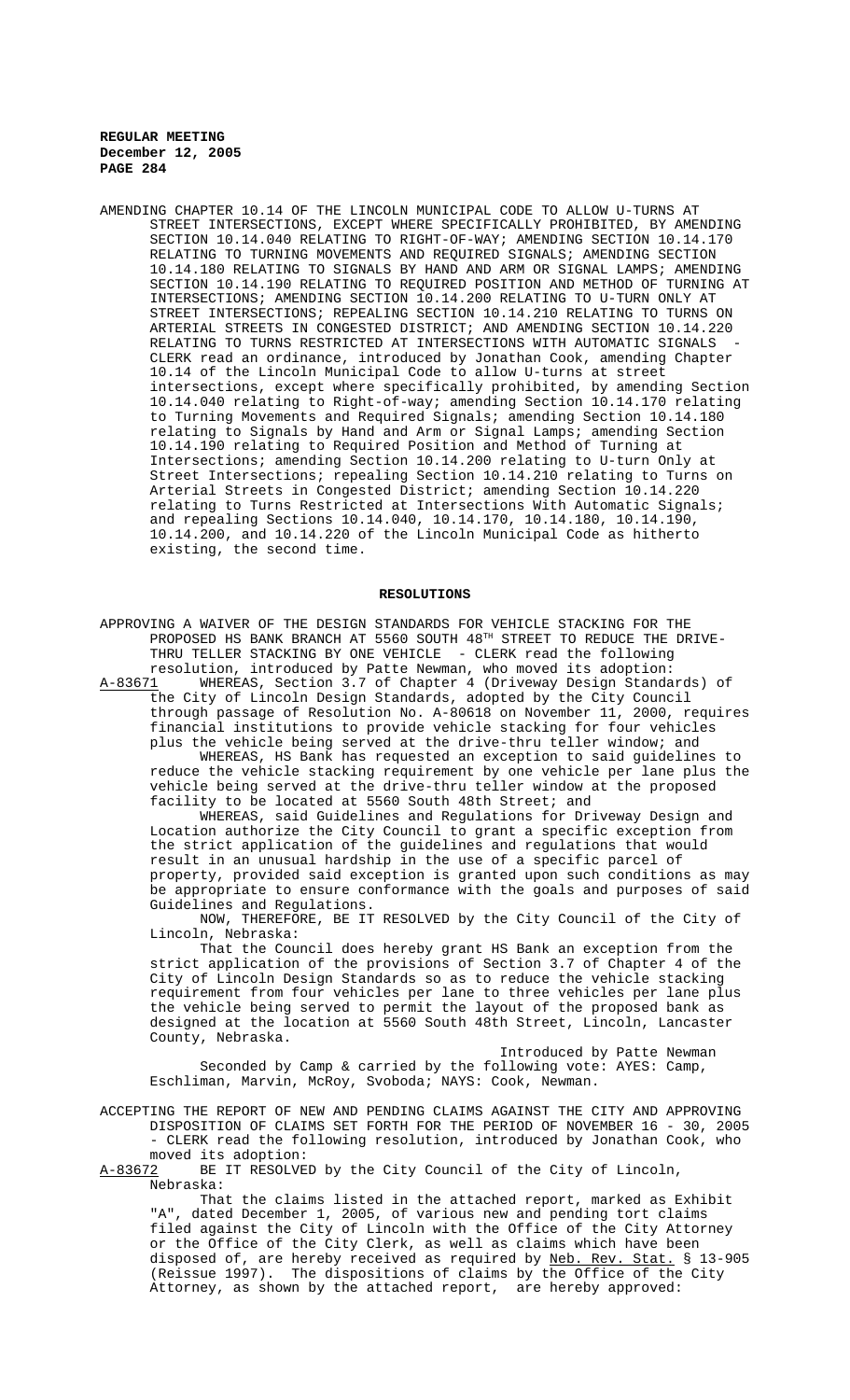AMENDING CHAPTER 10.14 OF THE LINCOLN MUNICIPAL CODE TO ALLOW U-TURNS AT STREET INTERSECTIONS, EXCEPT WHERE SPECIFICALLY PROHIBITED, BY AMENDING SECTION 10.14.040 RELATING TO RIGHT-OF-WAY; AMENDING SECTION 10.14.170 RELATING TO TURNING MOVEMENTS AND REQUIRED SIGNALS; AMENDING SECTION 10.14.180 RELATING TO SIGNALS BY HAND AND ARM OR SIGNAL LAMPS; AMENDING SECTION 10.14.190 RELATING TO REQUIRED POSITION AND METHOD OF TURNING AT INTERSECTIONS; AMENDING SECTION 10.14.200 RELATING TO U-TURN ONLY AT STREET INTERSECTIONS; REPEALING SECTION 10.14.210 RELATING TO TURNS ON ARTERIAL STREETS IN CONGESTED DISTRICT; AND AMENDING SECTION 10.14.220 RELATING TO TURNS RESTRICTED AT INTERSECTIONS WITH AUTOMATIC SIGNALS - CLERK read an ordinance, introduced by Jonathan Cook, amending Chapter 10.14 of the Lincoln Municipal Code to allow U-turns at street intersections, except where specifically prohibited, by amending Section 10.14.040 relating to Right-of-way; amending Section 10.14.170 relating to Turning Movements and Required Signals; amending Section 10.14.180 relating to Signals by Hand and Arm or Signal Lamps; amending Section 10.14.190 relating to Required Position and Method of Turning at Intersections; amending Section 10.14.200 relating to U-turn Only at Street Intersections; repealing Section 10.14.210 relating to Turns on Arterial Streets in Congested District; amending Section 10.14.220 relating to Turns Restricted at Intersections With Automatic Signals; and repealing Sections 10.14.040, 10.14.170, 10.14.180, 10.14.190, 10.14.200, and 10.14.220 of the Lincoln Municipal Code as hitherto existing, the second time.

## RESOLUTIONS

APPROVING A WAIVER OF THE DESIGN STANDARDS FOR VEHICLE STACKING FOR THE PROPOSED HS BANK BRANCH AT 5560 SOUTH 48TH STREET TO REDUCE THE DRIVE-THRU TELLER STACKING BY ONE VEHICLE - CLERK read the following resolution, introduced by Patte Newman, who moved its adoption:

A-83671 WHEREAS, Section 3.7 of Chapter 4 (Driveway Design Standards) of the City of Lincoln Design Standards, adopted by the City Council through passage of Resolution No. A-80618 on November 11, 2000, requires financial institutions to provide vehicle stacking for four vehicles plus the vehicle being served at the drive-thru teller window; and

WHEREAS, HS Bank has requested an exception to said guidelines to reduce the vehicle stacking requirement by one vehicle per lane plus the vehicle being served at the drive-thru teller window at the proposed facility to be located at 5560 South 48th Street; and

WHEREAS, said Guidelines and Regulations for Driveway Design and Location authorize the City Council to grant a specific exception from the strict application of the guidelines and regulations that would result in an unusual hardship in the use of a specific parcel of property, provided said exception is granted upon such conditions as may be appropriate to ensure conformance with the goals and purposes of said Guidelines and Regulations.

NOW, THEREFORE, BE IT RESOLVED by the City Council of the City of Lincoln, Nebraska:

That the Council does hereby grant HS Bank an exception from the strict application of the provisions of Section 3.7 of Chapter 4 of the City of Lincoln Design Standards so as to reduce the vehicle stacking requirement from four vehicles per lane to three vehicles per lane plus the vehicle being served to permit the layout of the proposed bank as designed at the location at 5560 South 48th Street, Lincoln, Lancaster County, Nebraska.

Introduced by Patte Newman

Seconded by Camp & carried by the following vote: AYES: Camp, Eschliman, Marvin, McRoy, Svoboda; NAYS: Cook, Newman.

ACCEPTING THE REPORT OF NEW AND PENDING CLAIMS AGAINST THE CITY AND APPROVING DISPOSITION OF CLAIMS SET FORTH FOR THE PERIOD OF NOVEMBER 16 - 30, 2005 - CLERK read the following resolution, introduced by Jonathan Cook, who moved its adoption:

A-83672 BE IT RESOLVED by the City Council of the City of Lincoln, Nebraska:

That the claims listed in the attached report, marked as Exhibit "A", dated December 1, 2005, of various new and pending tort claims filed against the City of Lincoln with the Office of the City Attorney or the Office of the City Clerk, as well as claims which have been disposed of, are hereby received as required by Neb. Rev. Stat. § 13-905 (Reissue 1997). The dispositions of claims by the Office of the City Attorney, as shown by the attached report, are hereby approved: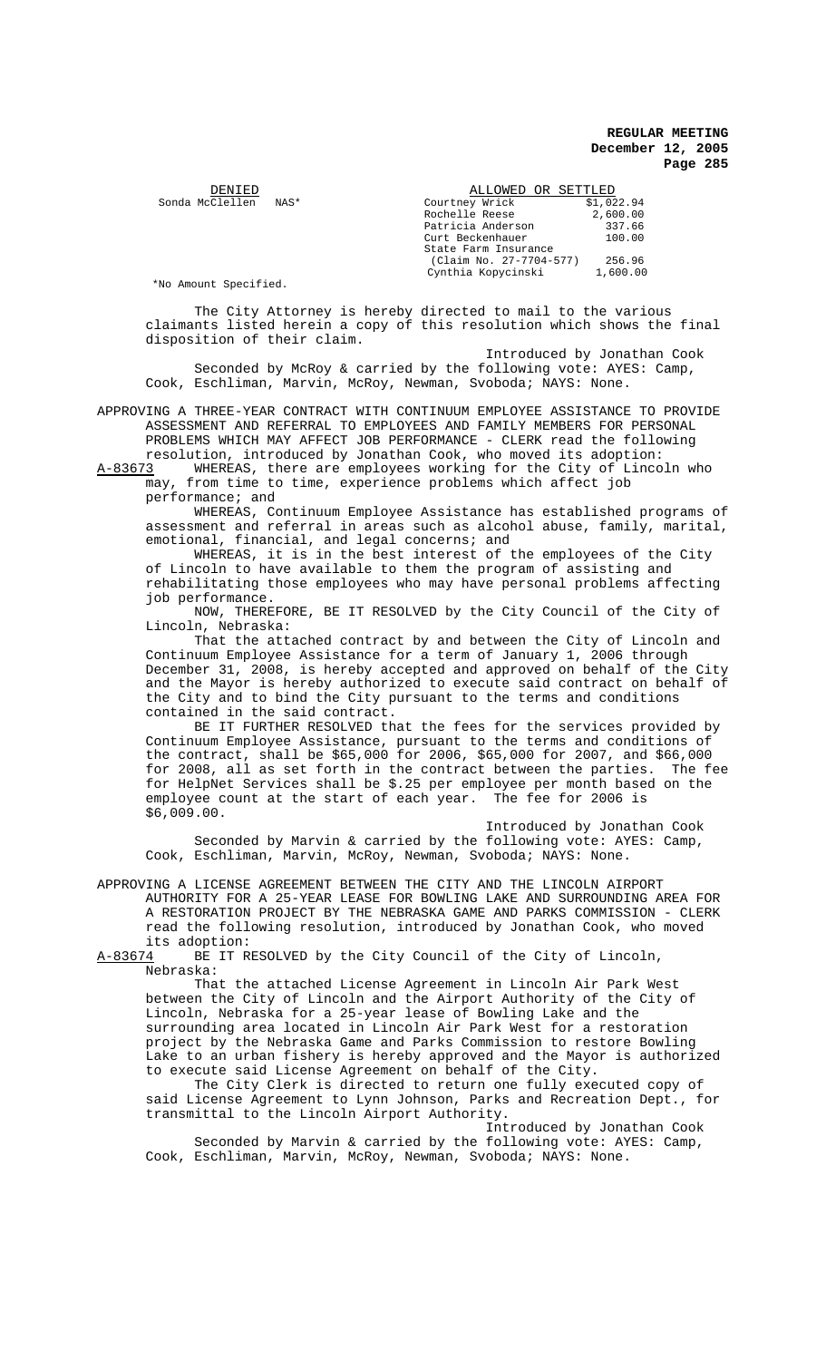| DENIED | | ALLOWED OR SETTLED | |
|---|---|---|---|
| Sonda McClellen | NAS* | Courtney Wrick | $1,022.94 |
| | | Rochelle Reese | 2,600.00 |
| | | Patricia Anderson | 337.66 |
| | | Curt Beckenhauer | 100.00 |
| | | State Farm Insurance (Claim No. 27-7704-577) | 256.96 |
| | | Cynthia Kopycinski | 1,600.00 |

*No Amount Specified.

The City Attorney is hereby directed to mail to the various claimants listed herein a copy of this resolution which shows the final disposition of their claim.

Introduced by Jonathan Cook

Seconded by McRoy & carried by the following vote: AYES: Camp, Cook, Eschliman, Marvin, McRoy, Newman, Svoboda; NAYS: None.

APPROVING A THREE-YEAR CONTRACT WITH CONTINUUM EMPLOYEE ASSISTANCE TO PROVIDE ASSESSMENT AND REFERRAL TO EMPLOYEES AND FAMILY MEMBERS FOR PERSONAL PROBLEMS WHICH MAY AFFECT JOB PERFORMANCE - CLERK read the following resolution, introduced by Jonathan Cook, who moved its adoption:

A-83673 WHEREAS, there are employees working for the City of Lincoln who may, from time to time, experience problems which affect job performance; and

WHEREAS, Continuum Employee Assistance has established programs of assessment and referral in areas such as alcohol abuse, family, marital, emotional, financial, and legal concerns; and

WHEREAS, it is in the best interest of the employees of the City of Lincoln to have available to them the program of assisting and rehabilitating those employees who may have personal problems affecting job performance.

NOW, THEREFORE, BE IT RESOLVED by the City Council of the City of Lincoln, Nebraska:

That the attached contract by and between the City of Lincoln and Continuum Employee Assistance for a term of January 1, 2006 through December 31, 2008, is hereby accepted and approved on behalf of the City and the Mayor is hereby authorized to execute said contract on behalf of the City and to bind the City pursuant to the terms and conditions contained in the said contract.

BE IT FURTHER RESOLVED that the fees for the services provided by Continuum Employee Assistance, pursuant to the terms and conditions of the contract, shall be $65,000 for 2006, $65,000 for 2007, and $66,000 for 2008, all as set forth in the contract between the parties. The fee for HelpNet Services shall be $.25 per employee per month based on the employee count at the start of each year. The fee for 2006 is $6,009.00.

Introduced by Jonathan Cook

Seconded by Marvin & carried by the following vote: AYES: Camp, Cook, Eschliman, Marvin, McRoy, Newman, Svoboda; NAYS: None.

APPROVING A LICENSE AGREEMENT BETWEEN THE CITY AND THE LINCOLN AIRPORT AUTHORITY FOR A 25-YEAR LEASE FOR BOWLING LAKE AND SURROUNDING AREA FOR A RESTORATION PROJECT BY THE NEBRASKA GAME AND PARKS COMMISSION - CLERK read the following resolution, introduced by Jonathan Cook, who moved its adoption:

A-83674 BE IT RESOLVED by the City Council of the City of Lincoln, Nebraska:

That the attached License Agreement in Lincoln Air Park West between the City of Lincoln and the Airport Authority of the City of Lincoln, Nebraska for a 25-year lease of Bowling Lake and the surrounding area located in Lincoln Air Park West for a restoration project by the Nebraska Game and Parks Commission to restore Bowling Lake to an urban fishery is hereby approved and the Mayor is authorized to execute said License Agreement on behalf of the City.

The City Clerk is directed to return one fully executed copy of said License Agreement to Lynn Johnson, Parks and Recreation Dept., for transmittal to the Lincoln Airport Authority.

Introduced by Jonathan Cook

Seconded by Marvin & carried by the following vote: AYES: Camp, Cook, Eschliman, Marvin, McRoy, Newman, Svoboda; NAYS: None.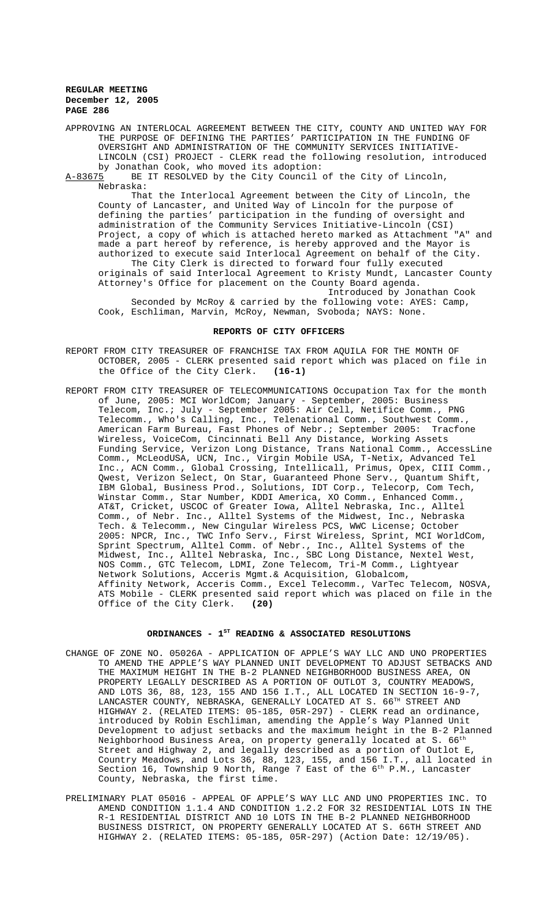APPROVING AN INTERLOCAL AGREEMENT BETWEEN THE CITY, COUNTY AND UNITED WAY FOR THE PURPOSE OF DEFINING THE PARTIES' PARTICIPATION IN THE FUNDING OF OVERSIGHT AND ADMINISTRATION OF THE COMMUNITY SERVICES INITIATIVE-LINCOLN (CSI) PROJECT - CLERK read the following resolution, introduced by Jonathan Cook, who moved its adoption:

A-83675 BE IT RESOLVED by the City Council of the City of Lincoln, Nebraska:

That the Interlocal Agreement between the City of Lincoln, the County of Lancaster, and United Way of Lincoln for the purpose of defining the parties' participation in the funding of oversight and administration of the Community Services Initiative-Lincoln (CSI) Project, a copy of which is attached hereto marked as Attachment "A" and made a part hereof by reference, is hereby approved and the Mayor is authorized to execute said Interlocal Agreement on behalf of the City.

The City Clerk is directed to forward four fully executed originals of said Interlocal Agreement to Kristy Mundt, Lancaster County Attorney's Office for placement on the County Board agenda.

Introduced by Jonathan Cook

Seconded by McRoy & carried by the following vote: AYES: Camp, Cook, Eschliman, Marvin, McRoy, Newman, Svoboda; NAYS: None.

## REPORTS OF CITY OFFICERS

REPORT FROM CITY TREASURER OF FRANCHISE TAX FROM AQUILA FOR THE MONTH OF OCTOBER, 2005 - CLERK presented said report which was placed on file in the Office of the City Clerk. **(16-1)**

REPORT FROM CITY TREASURER OF TELECOMMUNICATIONS Occupation Tax for the month of June, 2005: MCI WorldCom; January - September, 2005: Business Telecom, Inc.; July - September 2005: Air Cell, Netifice Comm., PNG Telecomm., Who's Calling, Inc., Telenational Comm., Southwest Comm., American Farm Bureau, Fast Phones of Nebr.; September 2005: Tracfone Wireless, VoiceCom, Cincinnati Bell Any Distance, Working Assets Funding Service, Verizon Long Distance, Trans National Comm., AccessLine Comm., McLeodUSA, UCN, Inc., Virgin Mobile USA, T-Netix, Advanced Tel Inc., ACN Comm., Global Crossing, Intellicall, Primus, Opex, CIII Comm., Qwest, Verizon Select, On Star, Guaranteed Phone Serv., Quantum Shift, IBM Global, Business Prod., Solutions, IDT Corp., Telecorp, Com Tech, Winstar Comm., Star Number, KDDI America, XO Comm., Enhanced Comm., AT&T, Cricket, USCOC of Greater Iowa, Alltel Nebraska, Inc., Alltel Comm., of Nebr. Inc., Alltel Systems of the Midwest, Inc., Nebraska Tech. & Telecomm., New Cingular Wireless PCS, WWC License; October 2005: NPCR, Inc., TWC Info Serv., First Wireless, Sprint, MCI WorldCom, Sprint Spectrum, Alltel Comm. of Nebr., Inc., Alltel Systems of the Midwest, Inc., Alltel Nebraska, Inc., SBC Long Distance, Nextel West, NOS Comm., GTC Telecom, LDMI, Zone Telecom, Tri-M Comm., Lightyear Network Solutions, Acceris Mgmt.& Acquisition, Globalcom, Affinity Network, Acceris Comm., Excel Telecomm., VarTec Telecom, NOSVA, ATS Mobile - CLERK presented said report which was placed on file in the Office of the City Clerk. **(20)**

## ORDINANCES - 1ST READING & ASSOCIATED RESOLUTIONS

CHANGE OF ZONE NO. 05026A - APPLICATION OF APPLE'S WAY LLC AND UNO PROPERTIES TO AMEND THE APPLE'S WAY PLANNED UNIT DEVELOPMENT TO ADJUST SETBACKS AND THE MAXIMUM HEIGHT IN THE B-2 PLANNED NEIGHBORHOOD BUSINESS AREA, ON PROPERTY LEGALLY DESCRIBED AS A PORTION OF OUTLOT 3, COUNTRY MEADOWS, AND LOTS 36, 88, 123, 155 AND 156 I.T., ALL LOCATED IN SECTION 16-9-7, LANCASTER COUNTY, NEBRASKA, GENERALLY LOCATED AT S. 66TH STREET AND HIGHWAY 2. (RELATED ITEMS: 05-185, 05R-297) - CLERK read an ordinance, introduced by Robin Eschliman, amending the Apple's Way Planned Unit Development to adjust setbacks and the maximum height in the B-2 Planned Neighborhood Business Area, on property generally located at S. 66th Street and Highway 2, and legally described as a portion of Outlot E, Country Meadows, and Lots 36, 88, 123, 155, and 156 I.T., all located in Section 16, Township 9 North, Range 7 East of the 6th P.M., Lancaster County, Nebraska, the first time.

PRELIMINARY PLAT 05016 - APPEAL OF APPLE'S WAY LLC AND UNO PROPERTIES INC. TO AMEND CONDITION 1.1.4 AND CONDITION 1.2.2 FOR 32 RESIDENTIAL LOTS IN THE R-1 RESIDENTIAL DISTRICT AND 10 LOTS IN THE B-2 PLANNED NEIGHBORHOOD BUSINESS DISTRICT, ON PROPERTY GENERALLY LOCATED AT S. 66TH STREET AND HIGHWAY 2. (RELATED ITEMS: 05-185, 05R-297) (Action Date: 12/19/05).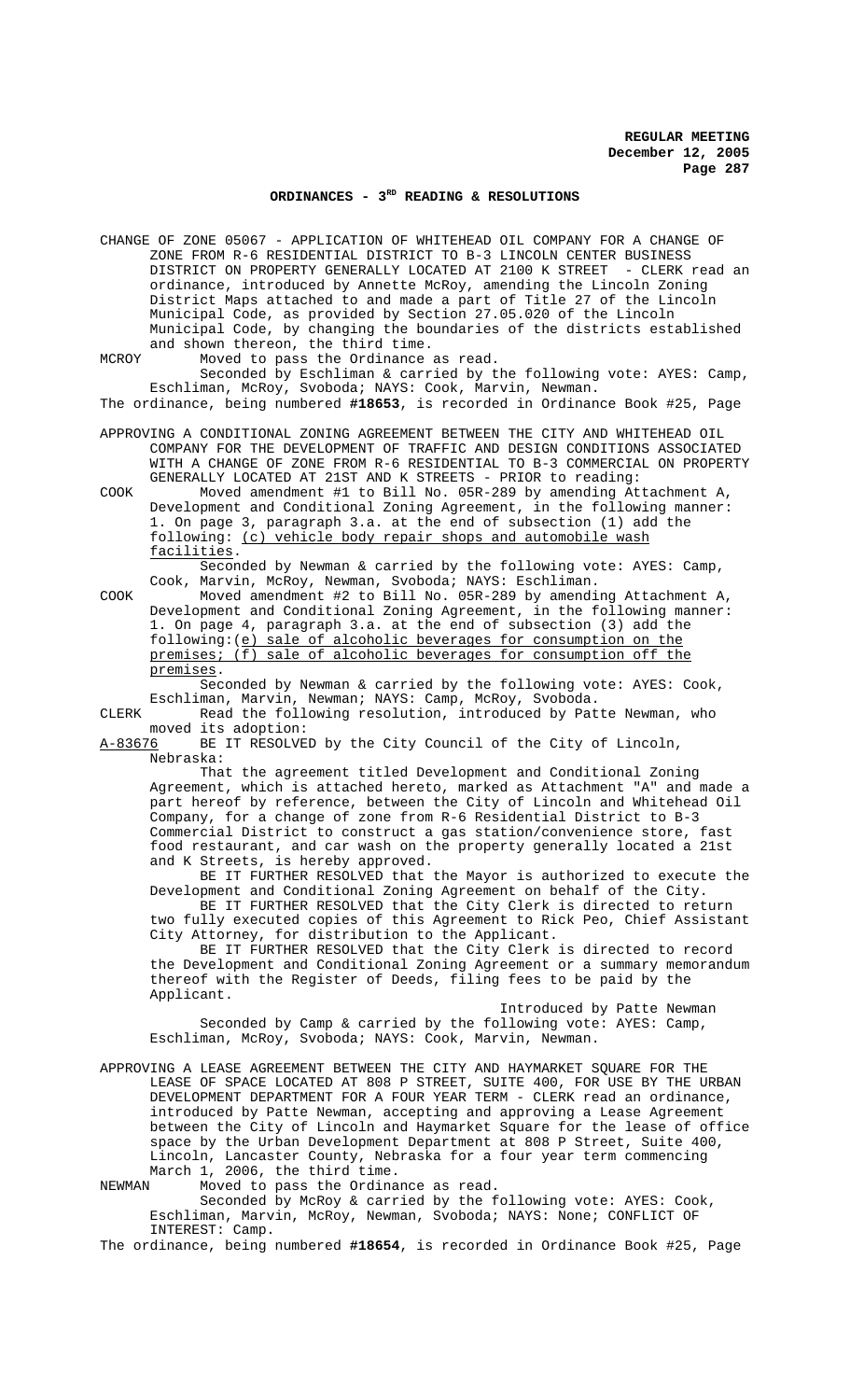## ORDINANCES - 3RD READING & RESOLUTIONS

CHANGE OF ZONE 05067 - APPLICATION OF WHITEHEAD OIL COMPANY FOR A CHANGE OF ZONE FROM R-6 RESIDENTIAL DISTRICT TO B-3 LINCOLN CENTER BUSINESS DISTRICT ON PROPERTY GENERALLY LOCATED AT 2100 K STREET - CLERK read an ordinance, introduced by Annette McRoy, amending the Lincoln Zoning District Maps attached to and made a part of Title 27 of the Lincoln Municipal Code, as provided by Section 27.05.020 of the Lincoln Municipal Code, by changing the boundaries of the districts established and shown thereon, the third time.

MCROY Moved to pass the Ordinance as read.

Seconded by Eschliman & carried by the following vote: AYES: Camp, Eschliman, McRoy, Svoboda; NAYS: Cook, Marvin, Newman.

The ordinance, being numbered **#18653**, is recorded in Ordinance Book #25, Page

APPROVING A CONDITIONAL ZONING AGREEMENT BETWEEN THE CITY AND WHITEHEAD OIL COMPANY FOR THE DEVELOPMENT OF TRAFFIC AND DESIGN CONDITIONS ASSOCIATED WITH A CHANGE OF ZONE FROM R-6 RESIDENTIAL TO B-3 COMMERCIAL ON PROPERTY GENERALLY LOCATED AT 21ST AND K STREETS - PRIOR to reading:

COOK Moved amendment #1 to Bill No. 05R-289 by amending Attachment A, Development and Conditional Zoning Agreement, in the following manner: 1. On page 3, paragraph 3.a. at the end of subsection (1) add the following: (c) vehicle body repair shops and automobile wash facilities.

Seconded by Newman & carried by the following vote: AYES: Camp, Cook, Marvin, McRoy, Newman, Svoboda; NAYS: Eschliman.

COOK Moved amendment #2 to Bill No. 05R-289 by amending Attachment A, Development and Conditional Zoning Agreement, in the following manner: 1. On page 4, paragraph 3.a. at the end of subsection (3) add the following:(e) sale of alcoholic beverages for consumption on the premises; (f) sale of alcoholic beverages for consumption off the premises.

Seconded by Newman & carried by the following vote: AYES: Cook, Eschliman, Marvin, Newman; NAYS: Camp, McRoy, Svoboda.

CLERK Read the following resolution, introduced by Patte Newman, who moved its adoption:

A-83676 BE IT RESOLVED by the City Council of the City of Lincoln, Nebraska:

That the agreement titled Development and Conditional Zoning Agreement, which is attached hereto, marked as Attachment "A" and made a part hereof by reference, between the City of Lincoln and Whitehead Oil Company, for a change of zone from R-6 Residential District to B-3 Commercial District to construct a gas station/convenience store, fast food restaurant, and car wash on the property generally located a 21st and K Streets, is hereby approved.

BE IT FURTHER RESOLVED that the Mayor is authorized to execute the Development and Conditional Zoning Agreement on behalf of the City.

BE IT FURTHER RESOLVED that the City Clerk is directed to return two fully executed copies of this Agreement to Rick Peo, Chief Assistant City Attorney, for distribution to the Applicant.

BE IT FURTHER RESOLVED that the City Clerk is directed to record the Development and Conditional Zoning Agreement or a summary memorandum thereof with the Register of Deeds, filing fees to be paid by the Applicant.

Introduced by Patte Newman

Seconded by Camp & carried by the following vote: AYES: Camp, Eschliman, McRoy, Svoboda; NAYS: Cook, Marvin, Newman.

APPROVING A LEASE AGREEMENT BETWEEN THE CITY AND HAYMARKET SQUARE FOR THE LEASE OF SPACE LOCATED AT 808 P STREET, SUITE 400, FOR USE BY THE URBAN DEVELOPMENT DEPARTMENT FOR A FOUR YEAR TERM - CLERK read an ordinance, introduced by Patte Newman, accepting and approving a Lease Agreement between the City of Lincoln and Haymarket Square for the lease of office space by the Urban Development Department at 808 P Street, Suite 400, Lincoln, Lancaster County, Nebraska for a four year term commencing March 1, 2006, the third time.

NEWMAN Moved to pass the Ordinance as read.

Seconded by McRoy & carried by the following vote: AYES: Cook, Eschliman, Marvin, McRoy, Newman, Svoboda; NAYS: None; CONFLICT OF INTEREST: Camp.

The ordinance, being numbered **#18654**, is recorded in Ordinance Book #25, Page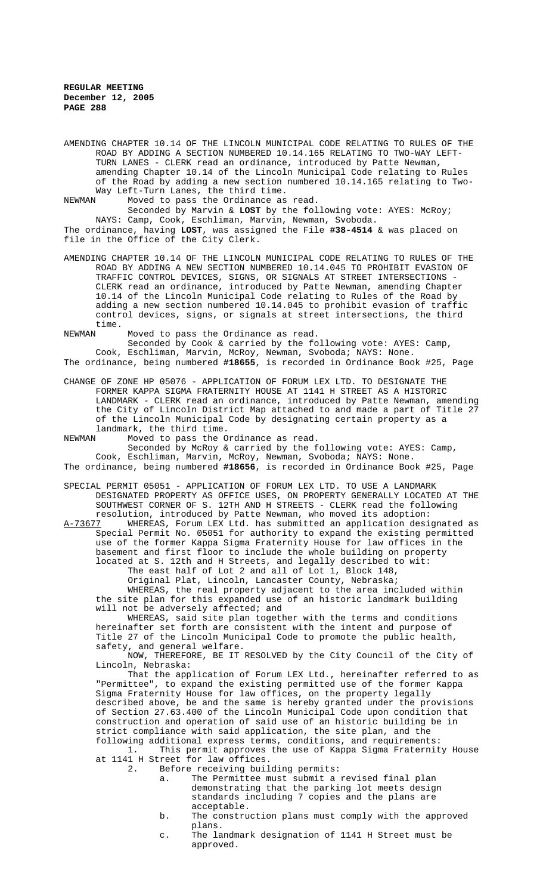AMENDING CHAPTER 10.14 OF THE LINCOLN MUNICIPAL CODE RELATING TO RULES OF THE ROAD BY ADDING A SECTION NUMBERED 10.14.165 RELATING TO TWO-WAY LEFT-TURN LANES - CLERK read an ordinance, introduced by Patte Newman, amending Chapter 10.14 of the Lincoln Municipal Code relating to Rules of the Road by adding a new section numbered 10.14.165 relating to Two-Way Left-Turn Lanes, the third time.

NEWMAN Moved to pass the Ordinance as read.

Seconded by Marvin & **LOST** by the following vote: AYES: McRoy; NAYS: Camp, Cook, Eschliman, Marvin, Newman, Svoboda.

The ordinance, having **LOST**, was assigned the File **#38-4514** & was placed on file in the Office of the City Clerk.

AMENDING CHAPTER 10.14 OF THE LINCOLN MUNICIPAL CODE RELATING TO RULES OF THE ROAD BY ADDING A NEW SECTION NUMBERED 10.14.045 TO PROHIBIT EVASION OF TRAFFIC CONTROL DEVICES, SIGNS, OR SIGNALS AT STREET INTERSECTIONS - CLERK read an ordinance, introduced by Patte Newman, amending Chapter 10.14 of the Lincoln Municipal Code relating to Rules of the Road by adding a new section numbered 10.14.045 to prohibit evasion of traffic control devices, signs, or signals at street intersections, the third time.

NEWMAN Moved to pass the Ordinance as read.

Seconded by Cook & carried by the following vote: AYES: Camp, Cook, Eschliman, Marvin, McRoy, Newman, Svoboda; NAYS: None.

The ordinance, being numbered **#18655**, is recorded in Ordinance Book #25, Page

CHANGE OF ZONE HP 05076 - APPLICATION OF FORUM LEX LTD. TO DESIGNATE THE FORMER KAPPA SIGMA FRATERNITY HOUSE AT 1141 H STREET AS A HISTORIC LANDMARK - CLERK read an ordinance, introduced by Patte Newman, amending the City of Lincoln District Map attached to and made a part of Title 27 of the Lincoln Municipal Code by designating certain property as a landmark, the third time.

NEWMAN Moved to pass the Ordinance as read.

Seconded by McRoy & carried by the following vote: AYES: Camp, Cook, Eschliman, Marvin, McRoy, Newman, Svoboda; NAYS: None.

The ordinance, being numbered **#18656**, is recorded in Ordinance Book #25, Page

SPECIAL PERMIT 05051 - APPLICATION OF FORUM LEX LTD. TO USE A LANDMARK DESIGNATED PROPERTY AS OFFICE USES, ON PROPERTY GENERALLY LOCATED AT THE SOUTHWEST CORNER OF S. 12TH AND H STREETS - CLERK read the following resolution, introduced by Patte Newman, who moved its adoption:

A-73677 WHEREAS, Forum LEX Ltd. has submitted an application designated as Special Permit No. 05051 for authority to expand the existing permitted use of the former Kappa Sigma Fraternity House for law offices in the basement and first floor to include the whole building on property located at S. 12th and H Streets, and legally described to wit:

The east half of Lot 2 and all of Lot 1, Block 148, Original Plat, Lincoln, Lancaster County, Nebraska;

WHEREAS, the real property adjacent to the area included within the site plan for this expanded use of an historic landmark building will not be adversely affected; and

WHEREAS, said site plan together with the terms and conditions hereinafter set forth are consistent with the intent and purpose of Title 27 of the Lincoln Municipal Code to promote the public health, safety, and general welfare.

NOW, THEREFORE, BE IT RESOLVED by the City Council of the City of Lincoln, Nebraska:

That the application of Forum LEX Ltd., hereinafter referred to as "Permittee", to expand the existing permitted use of the former Kappa Sigma Fraternity House for law offices, on the property legally described above, be and the same is hereby granted under the provisions of Section 27.63.400 of the Lincoln Municipal Code upon condition that construction and operation of said use of an historic building be in strict compliance with said application, the site plan, and the following additional express terms, conditions, and requirements:

1. This permit approves the use of Kappa Sigma Fraternity House at 1141 H Street for law offices.
2. Before receiving building permits:
   a. The Permittee must submit a revised final plan demonstrating that the parking lot meets design standards including 7 copies and the plans are acceptable.
   b. The construction plans must comply with the approved plans.
   c. The landmark designation of 1141 H Street must be approved.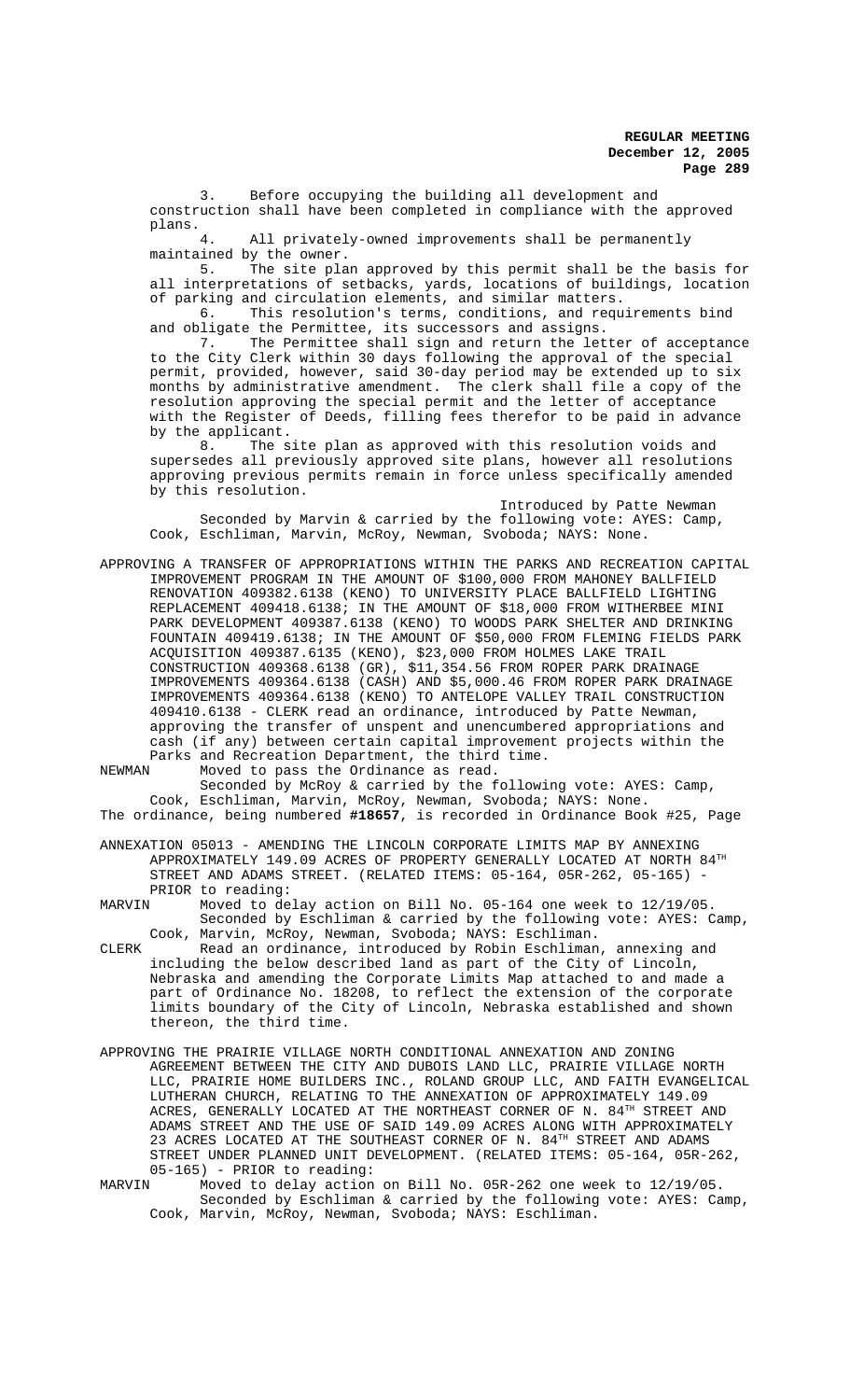3. Before occupying the building all development and construction shall have been completed in compliance with the approved plans.

4. All privately-owned improvements shall be permanently maintained by the owner.

5. The site plan approved by this permit shall be the basis for all interpretations of setbacks, yards, locations of buildings, location of parking and circulation elements, and similar matters.

6. This resolution's terms, conditions, and requirements bind and obligate the Permittee, its successors and assigns.

7. The Permittee shall sign and return the letter of acceptance to the City Clerk within 30 days following the approval of the special permit, provided, however, said 30-day period may be extended up to six months by administrative amendment. The clerk shall file a copy of the resolution approving the special permit and the letter of acceptance with the Register of Deeds, filling fees therefor to be paid in advance by the applicant.

8. The site plan as approved with this resolution voids and supersedes all previously approved site plans, however all resolutions approving previous permits remain in force unless specifically amended by this resolution.

Introduced by Patte Newman

Seconded by Marvin & carried by the following vote: AYES: Camp, Cook, Eschliman, Marvin, McRoy, Newman, Svoboda; NAYS: None.

APPROVING A TRANSFER OF APPROPRIATIONS WITHIN THE PARKS AND RECREATION CAPITAL IMPROVEMENT PROGRAM IN THE AMOUNT OF $100,000 FROM MAHONEY BALLFIELD RENOVATION 409382.6138 (KENO) TO UNIVERSITY PLACE BALLFIELD LIGHTING REPLACEMENT 409418.6138; IN THE AMOUNT OF $18,000 FROM WITHERBEE MINI PARK DEVELOPMENT 409387.6138 (KENO) TO WOODS PARK SHELTER AND DRINKING FOUNTAIN 409419.6138; IN THE AMOUNT OF $50,000 FROM FLEMING FIELDS PARK ACQUISITION 409387.6135 (KENO), $23,000 FROM HOLMES LAKE TRAIL CONSTRUCTION 409368.6138 (GR), $11,354.56 FROM ROPER PARK DRAINAGE IMPROVEMENTS 409364.6138 (CASH) AND $5,000.46 FROM ROPER PARK DRAINAGE IMPROVEMENTS 409364.6138 (KENO) TO ANTELOPE VALLEY TRAIL CONSTRUCTION 409410.6138 - CLERK read an ordinance, introduced by Patte Newman, approving the transfer of unspent and unencumbered appropriations and cash (if any) between certain capital improvement projects within the Parks and Recreation Department, the third time.

NEWMAN Moved to pass the Ordinance as read.

Seconded by McRoy & carried by the following vote: AYES: Camp, Cook, Eschliman, Marvin, McRoy, Newman, Svoboda; NAYS: None.

The ordinance, being numbered **#18657**, is recorded in Ordinance Book #25, Page

ANNEXATION 05013 - AMENDING THE LINCOLN CORPORATE LIMITS MAP BY ANNEXING APPROXIMATELY 149.09 ACRES OF PROPERTY GENERALLY LOCATED AT NORTH 84TH STREET AND ADAMS STREET. (RELATED ITEMS: 05-164, 05R-262, 05-165) - PRIOR to reading:

MARVIN Moved to delay action on Bill No. 05-164 one week to 12/19/05.

Seconded by Eschliman & carried by the following vote: AYES: Camp, Cook, Marvin, McRoy, Newman, Svoboda; NAYS: Eschliman.

CLERK Read an ordinance, introduced by Robin Eschliman, annexing and including the below described land as part of the City of Lincoln, Nebraska and amending the Corporate Limits Map attached to and made a part of Ordinance No. 18208, to reflect the extension of the corporate limits boundary of the City of Lincoln, Nebraska established and shown thereon, the third time.

APPROVING THE PRAIRIE VILLAGE NORTH CONDITIONAL ANNEXATION AND ZONING AGREEMENT BETWEEN THE CITY AND DUBOIS LAND LLC, PRAIRIE VILLAGE NORTH LLC, PRAIRIE HOME BUILDERS INC., ROLAND GROUP LLC, AND FAITH EVANGELICAL LUTHERAN CHURCH, RELATING TO THE ANNEXATION OF APPROXIMATELY 149.09 ACRES, GENERALLY LOCATED AT THE NORTHEAST CORNER OF N. 84TH STREET AND ADAMS STREET AND THE USE OF SAID 149.09 ACRES ALONG WITH APPROXIMATELY 23 ACRES LOCATED AT THE SOUTHEAST CORNER OF N. 84TH STREET AND ADAMS STREET UNDER PLANNED UNIT DEVELOPMENT. (RELATED ITEMS: 05-164, 05R-262, 05-165) - PRIOR to reading:

MARVIN Moved to delay action on Bill No. 05R-262 one week to 12/19/05.

Seconded by Eschliman & carried by the following vote: AYES: Camp, Cook, Marvin, McRoy, Newman, Svoboda; NAYS: Eschliman.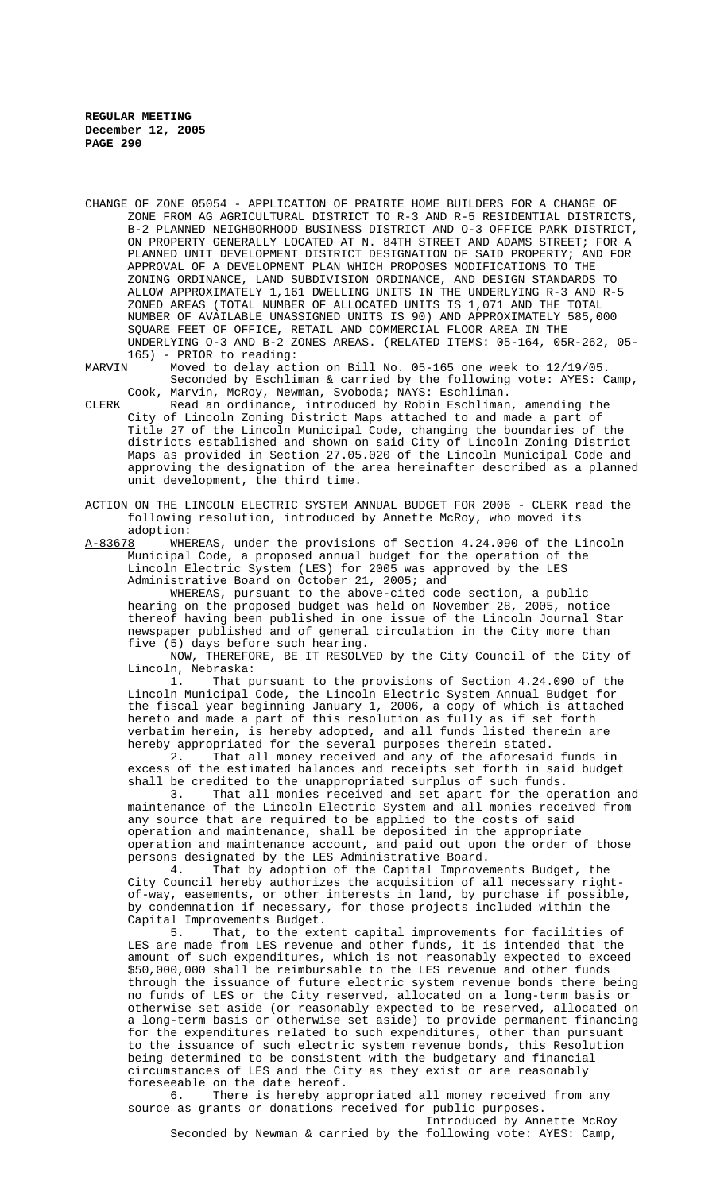CHANGE OF ZONE 05054 - APPLICATION OF PRAIRIE HOME BUILDERS FOR A CHANGE OF ZONE FROM AG AGRICULTURAL DISTRICT TO R-3 AND R-5 RESIDENTIAL DISTRICTS, B-2 PLANNED NEIGHBORHOOD BUSINESS DISTRICT AND O-3 OFFICE PARK DISTRICT, ON PROPERTY GENERALLY LOCATED AT N. 84TH STREET AND ADAMS STREET; FOR A PLANNED UNIT DEVELOPMENT DISTRICT DESIGNATION OF SAID PROPERTY; AND FOR APPROVAL OF A DEVELOPMENT PLAN WHICH PROPOSES MODIFICATIONS TO THE ZONING ORDINANCE, LAND SUBDIVISION ORDINANCE, AND DESIGN STANDARDS TO ALLOW APPROXIMATELY 1,161 DWELLING UNITS IN THE UNDERLYING R-3 AND R-5 ZONED AREAS (TOTAL NUMBER OF ALLOCATED UNITS IS 1,071 AND THE TOTAL NUMBER OF AVAILABLE UNASSIGNED UNITS IS 90) AND APPROXIMATELY 585,000 SQUARE FEET OF OFFICE, RETAIL AND COMMERCIAL FLOOR AREA IN THE UNDERLYING O-3 AND B-2 ZONES AREAS. (RELATED ITEMS: 05-164, 05R-262, 05-165) - PRIOR to reading:

MARVIN Moved to delay action on Bill No. 05-165 one week to 12/19/05. Seconded by Eschliman & carried by the following vote: AYES: Camp, Cook, Marvin, McRoy, Newman, Svoboda; NAYS: Eschliman.

CLERK Read an ordinance, introduced by Robin Eschliman, amending the City of Lincoln Zoning District Maps attached to and made a part of Title 27 of the Lincoln Municipal Code, changing the boundaries of the districts established and shown on said City of Lincoln Zoning District Maps as provided in Section 27.05.020 of the Lincoln Municipal Code and approving the designation of the area hereinafter described as a planned unit development, the third time.

ACTION ON THE LINCOLN ELECTRIC SYSTEM ANNUAL BUDGET FOR 2006 - CLERK read the following resolution, introduced by Annette McRoy, who moved its adoption:

A-83678 WHEREAS, under the provisions of Section 4.24.090 of the Lincoln Municipal Code, a proposed annual budget for the operation of the Lincoln Electric System (LES) for 2005 was approved by the LES Administrative Board on October 21, 2005; and

WHEREAS, pursuant to the above-cited code section, a public hearing on the proposed budget was held on November 28, 2005, notice thereof having been published in one issue of the Lincoln Journal Star newspaper published and of general circulation in the City more than five (5) days before such hearing.

NOW, THEREFORE, BE IT RESOLVED by the City Council of the City of Lincoln, Nebraska:

1. That pursuant to the provisions of Section 4.24.090 of the Lincoln Municipal Code, the Lincoln Electric System Annual Budget for the fiscal year beginning January 1, 2006, a copy of which is attached hereto and made a part of this resolution as fully as if set forth verbatim herein, is hereby adopted, and all funds listed therein are hereby appropriated for the several purposes therein stated.

2. That all money received and any of the aforesaid funds in excess of the estimated balances and receipts set forth in said budget shall be credited to the unappropriated surplus of such funds.

3. That all monies received and set apart for the operation and maintenance of the Lincoln Electric System and all monies received from any source that are required to be applied to the costs of said operation and maintenance, shall be deposited in the appropriate operation and maintenance account, and paid out upon the order of those persons designated by the LES Administrative Board.

4. That by adoption of the Capital Improvements Budget, the City Council hereby authorizes the acquisition of all necessary right-of-way, easements, or other interests in land, by purchase if possible, by condemnation if necessary, for those projects included within the Capital Improvements Budget.

5. That, to the extent capital improvements for facilities of LES are made from LES revenue and other funds, it is intended that the amount of such expenditures, which is not reasonably expected to exceed $50,000,000 shall be reimbursable to the LES revenue and other funds through the issuance of future electric system revenue bonds there being no funds of LES or the City reserved, allocated on a long-term basis or otherwise set aside (or reasonably expected to be reserved, allocated on a long-term basis or otherwise set aside) to provide permanent financing for the expenditures related to such expenditures, other than pursuant to the issuance of such electric system revenue bonds, this Resolution being determined to be consistent with the budgetary and financial circumstances of LES and the City as they exist or are reasonably foreseeable on the date hereof.

6. There is hereby appropriated all money received from any source as grants or donations received for public purposes.

Introduced by Annette McRoy

Seconded by Newman & carried by the following vote: AYES: Camp,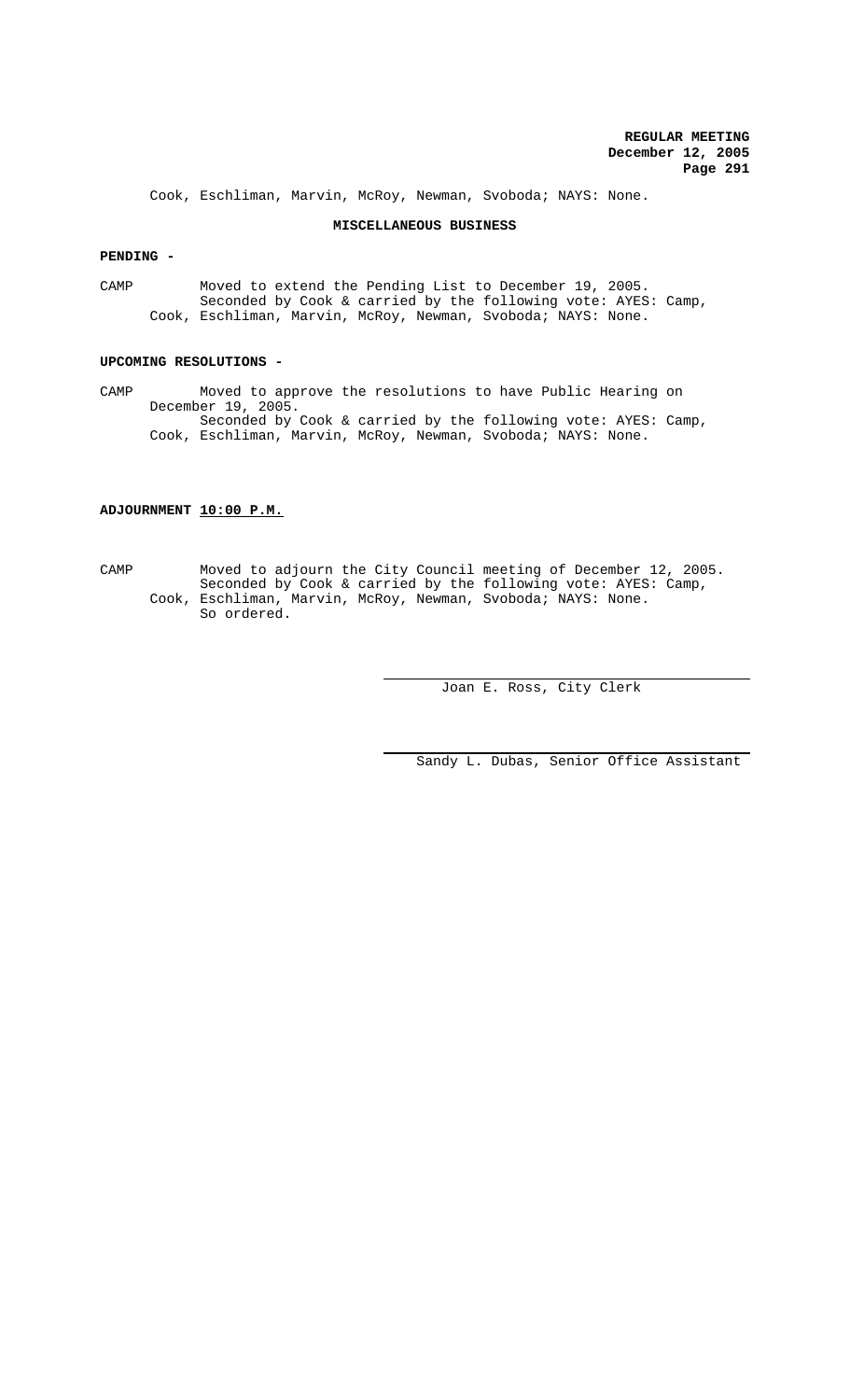Cook, Eschliman, Marvin, McRoy, Newman, Svoboda; NAYS: None.

## MISCELLANEOUS BUSINESS

**PENDING -**

CAMP Moved to extend the Pending List to December 19, 2005.
Seconded by Cook & carried by the following vote: AYES: Camp, Cook, Eschliman, Marvin, McRoy, Newman, Svoboda; NAYS: None.

**UPCOMING RESOLUTIONS -**

CAMP Moved to approve the resolutions to have Public Hearing on December 19, 2005.
Seconded by Cook & carried by the following vote: AYES: Camp, Cook, Eschliman, Marvin, McRoy, Newman, Svoboda; NAYS: None.

**ADJOURNMENT 10:00 P.M.**

CAMP Moved to adjourn the City Council meeting of December 12, 2005.
Seconded by Cook & carried by the following vote: AYES: Camp, Cook, Eschliman, Marvin, McRoy, Newman, Svoboda; NAYS: None.
So ordered.

Joan E. Ross, City Clerk

Sandy L. Dubas, Senior Office Assistant